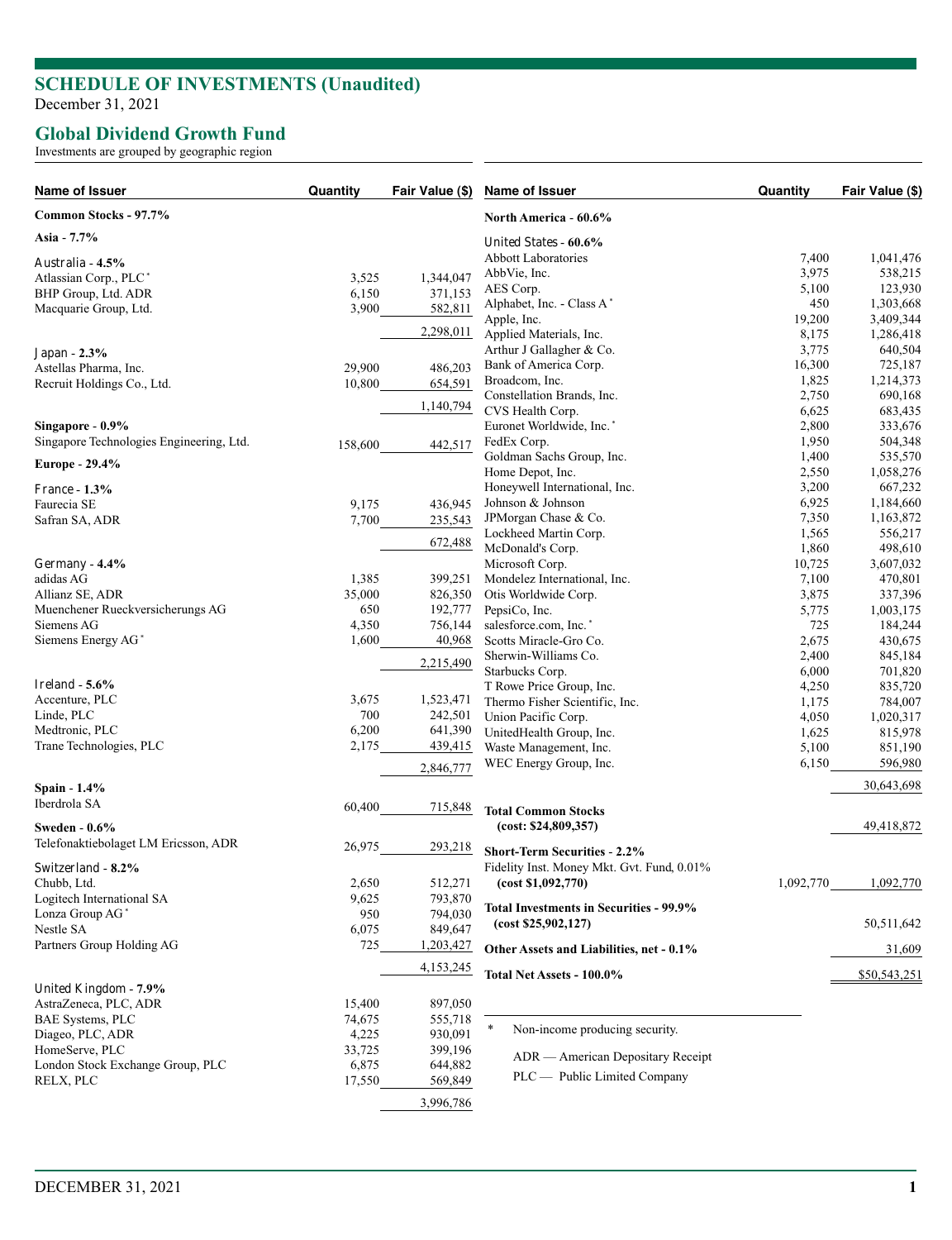# SCHEDULE OF INVESTMENTS (Unaudited)

December 31, 2021

## Global Dividend Growth Fund

Investments are grouped by geographic region

| Name of Issuer | Quantity | Fair Value ($) |
|---|---|---|
| **Common Stocks - 97.7%** | | |
| **Asia - 7.7%** | | |
| Australia - **4.5%** | | |
| Atlassian Corp., PLC* | 3,525 | 1,344,047 |
| BHP Group, Ltd. ADR | 6,150 | 371,153 |
| Macquarie Group, Ltd. | 3,900 | 582,811 |
| | | 2,298,011 |
| Japan - **2.3%** | | |
| Astellas Pharma, Inc. | 29,900 | 486,203 |
| Recruit Holdings Co., Ltd. | 10,800 | 654,591 |
| | | 1,140,794 |
| **Singapore - 0.9%** | | |
| Singapore Technologies Engineering, Ltd. | 158,600 | 442,517 |
| **Europe - 29.4%** | | |
| France - **1.3%** | | |
| Faurecia SE | 9,175 | 436,945 |
| Safran SA, ADR | 7,700 | 235,543 |
| | | 672,488 |
| Germany - **4.4%** | | |
| adidas AG | 1,385 | 399,251 |
| Allianz SE, ADR | 35,000 | 826,350 |
| Muenchener Rueckversicherungs AG | 650 | 192,777 |
| Siemens AG | 4,350 | 756,144 |
| Siemens Energy AG* | 1,600 | 40,968 |
| | | 2,215,490 |
| Ireland - **5.6%** | | |
| Accenture, PLC | 3,675 | 1,523,471 |
| Linde, PLC | 700 | 242,501 |
| Medtronic, PLC | 6,200 | 641,390 |
| Trane Technologies, PLC | 2,175 | 439,415 |
| | | 2,846,777 |
| **Spain - 1.4%** | | |
| Iberdrola SA | 60,400 | 715,848 |
| **Sweden - 0.6%** | | |
| Telefonaktiebolaget LM Ericsson, ADR | 26,975 | 293,218 |
| Switzerland - **8.2%** | | |
| Chubb, Ltd. | 2,650 | 512,271 |
| Logitech International SA | 9,625 | 793,870 |
| Lonza Group AG* | 950 | 794,030 |
| Nestle SA | 6,075 | 849,647 |
| Partners Group Holding AG | 725 | 1,203,427 |
| | | 4,153,245 |
| United Kingdom - **7.9%** | | |
| AstraZeneca, PLC, ADR | 15,400 | 897,050 |
| BAE Systems, PLC | 74,675 | 555,718 |
| Diageo, PLC, ADR | 4,225 | 930,091 |
| HomeServe, PLC | 33,725 | 399,196 |
| London Stock Exchange Group, PLC | 6,875 | 644,882 |
| RELX, PLC | 17,550 | 569,849 |
| | | 3,996,786 |
| **North America - 60.6%** | | |
| United States - **60.6%** | | |
| Abbott Laboratories | 7,400 | 1,041,476 |
| AbbVie, Inc. | 3,975 | 538,215 |
| AES Corp. | 5,100 | 123,930 |
| Alphabet, Inc. - Class A* | 450 | 1,303,668 |
| Apple, Inc. | 19,200 | 3,409,344 |
| Applied Materials, Inc. | 8,175 | 1,286,418 |
| Arthur J Gallagher & Co. | 3,775 | 640,504 |
| Bank of America Corp. | 16,300 | 725,187 |
| Broadcom, Inc. | 1,825 | 1,214,373 |
| Constellation Brands, Inc. | 2,750 | 690,168 |
| CVS Health Corp. | 6,625 | 683,435 |
| Euronet Worldwide, Inc.* | 2,800 | 333,676 |
| FedEx Corp. | 1,950 | 504,348 |
| Goldman Sachs Group, Inc. | 1,400 | 535,570 |
| Home Depot, Inc. | 2,550 | 1,058,276 |
| Honeywell International, Inc. | 3,200 | 667,232 |
| Johnson & Johnson | 6,925 | 1,184,660 |
| JPMorgan Chase & Co. | 7,350 | 1,163,872 |
| Lockheed Martin Corp. | 1,565 | 556,217 |
| McDonald's Corp. | 1,860 | 498,610 |
| Microsoft Corp. | 10,725 | 3,607,032 |
| Mondelez International, Inc. | 7,100 | 470,801 |
| Otis Worldwide Corp. | 3,875 | 337,396 |
| PepsiCo, Inc. | 5,775 | 1,003,175 |
| salesforce.com, Inc.* | 725 | 184,244 |
| Scotts Miracle-Gro Co. | 2,675 | 430,675 |
| Sherwin-Williams Co. | 2,400 | 845,184 |
| Starbucks Corp. | 6,000 | 701,820 |
| T Rowe Price Group, Inc. | 4,250 | 835,720 |
| Thermo Fisher Scientific, Inc. | 1,175 | 784,007 |
| Union Pacific Corp. | 4,050 | 1,020,317 |
| UnitedHealth Group, Inc. | 1,625 | 815,978 |
| Waste Management, Inc. | 5,100 | 851,190 |
| WEC Energy Group, Inc. | 6,150 | 596,980 |
| | | 30,643,698 |
| **Total Common Stocks (cost: $24,809,357)** | | 49,418,872 |
| **Short-Term Securities - 2.2%** | | |
| Fidelity Inst. Money Mkt. Gvt. Fund, 0.01% **(cost $1,092,770)** | 1,092,770 | 1,092,770 |
| **Total Investments in Securities - 99.9% (cost $25,902,127)** | | 50,511,642 |
| **Other Assets and Liabilities, net - 0.1%** | | 31,609 |
| **Total Net Assets - 100.0%** | | $50,543,251 |

\* Non-income producing security.

ADR — American Depositary Receipt

PLC — Public Limited Company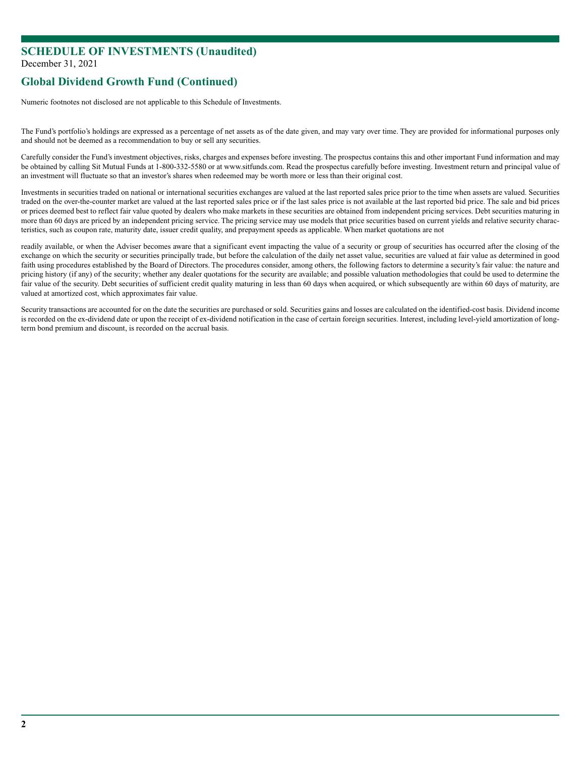# SCHEDULE OF INVESTMENTS (Unaudited)

December 31, 2021

## Global Dividend Growth Fund (Continued)

Numeric footnotes not disclosed are not applicable to this Schedule of Investments.

The Fund's portfolio's holdings are expressed as a percentage of net assets as of the date given, and may vary over time. They are provided for informational purposes only and should not be deemed as a recommendation to buy or sell any securities.

Carefully consider the Fund's investment objectives, risks, charges and expenses before investing. The prospectus contains this and other important Fund information and may be obtained by calling Sit Mutual Funds at 1-800-332-5580 or at www.sitfunds.com. Read the prospectus carefully before investing. Investment return and principal value of an investment will fluctuate so that an investor's shares when redeemed may be worth more or less than their original cost.

Investments in securities traded on national or international securities exchanges are valued at the last reported sales price prior to the time when assets are valued. Securities traded on the over-the-counter market are valued at the last reported sales price or if the last sales price is not available at the last reported bid price. The sale and bid prices or prices deemed best to reflect fair value quoted by dealers who make markets in these securities are obtained from independent pricing services. Debt securities maturing in more than 60 days are priced by an independent pricing service. The pricing service may use models that price securities based on current yields and relative security characteristics, such as coupon rate, maturity date, issuer credit quality, and prepayment speeds as applicable. When market quotations are not readily available, or when the Adviser becomes aware that a significant event impacting the value of a security or group of securities has occurred after the closing of the exchange on which the security or securities principally trade, but before the calculation of the daily net asset value, securities are valued at fair value as determined in good faith using procedures established by the Board of Directors. The procedures consider, among others, the following factors to determine a security's fair value: the nature and pricing history (if any) of the security; whether any dealer quotations for the security are available; and possible valuation methodologies that could be used to determine the fair value of the security. Debt securities of sufficient credit quality maturing in less than 60 days when acquired, or which subsequently are within 60 days of maturity, are valued at amortized cost, which approximates fair value.

Security transactions are accounted for on the date the securities are purchased or sold. Securities gains and losses are calculated on the identified-cost basis. Dividend income is recorded on the ex-dividend date or upon the receipt of ex-dividend notification in the case of certain foreign securities. Interest, including level-yield amortization of long-term bond premium and discount, is recorded on the accrual basis.